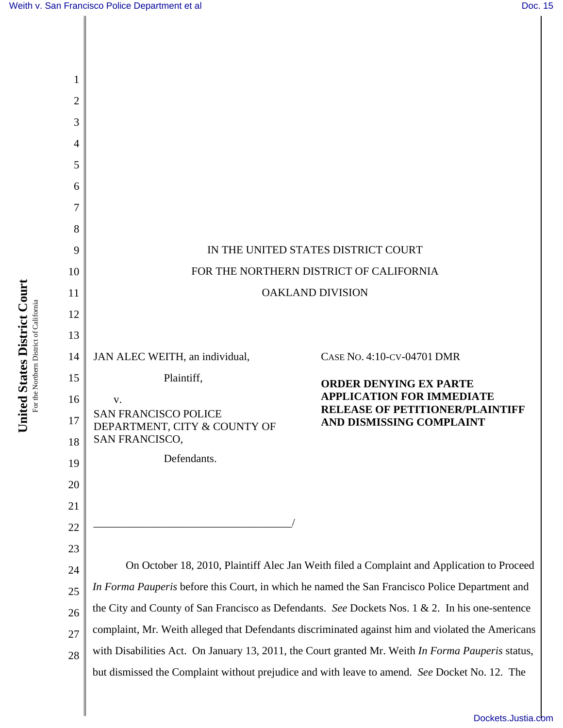IN THE UNITED STATES DISTRICT COURT

FOR THE NORTHERN DISTRICT OF CALIFORNIA

OAKLAND DIVISION

JAN ALEC WEITH, an individual,

Plaintiff,

v.

SAN FRANCISCO POLICE DEPARTMENT, CITY & COUNTY OF SAN FRANCISCO,

Defendants.

\_\_\_\_\_\_\_\_\_\_\_\_\_\_\_\_\_\_\_\_\_\_\_\_\_\_\_\_\_\_\_\_\_\_\_\_/

CASE NO. 4:10-CV-04701 DMR

**ORDER DENYING EX PARTE APPLICATION FOR IMMEDIATE RELEASE OF PETITIONER/PLAINTIFF AND DISMISSING COMPLAINT**

On October 18, 2010, Plaintiff Alec Jan Weith filed a Complaint and Application to Proceed *In Forma Pauperis* before this Court, in which he named the San Francisco Police Department and the City and County of San Francisco as Defendants. *See* Dockets Nos. 1 & 2. In his one-sentence complaint, Mr. Weith alleged that Defendants discriminated against him and violated the Americans with Disabilities Act. On January 13, 2011, the Court granted Mr. Weith *In Forma Pauperis* status, but dismissed the Complaint without prejudice and with leave to amend. *See* Docket No. 12. The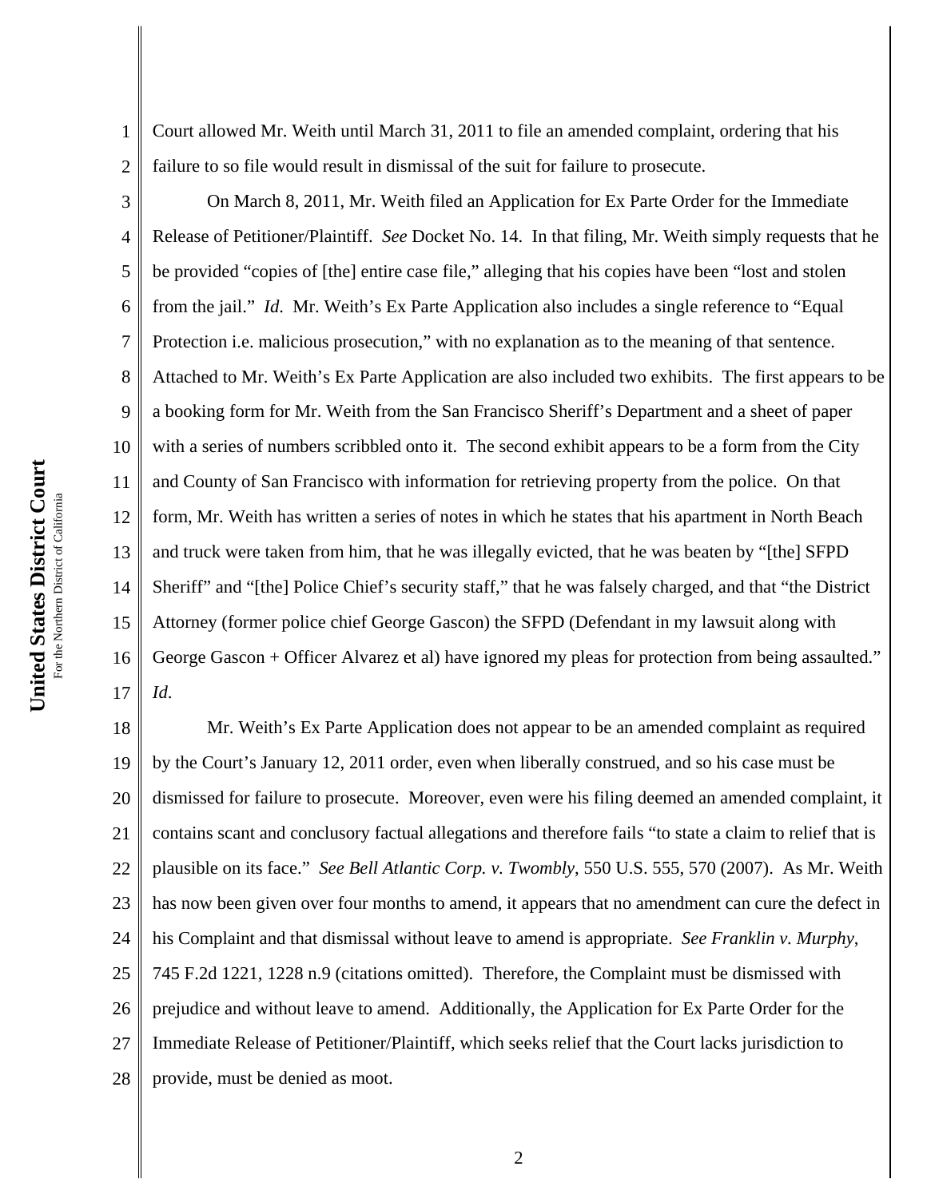Court allowed Mr. Weith until March 31, 2011 to file an amended complaint, ordering that his failure to so file would result in dismissal of the suit for failure to prosecute.

On March 8, 2011, Mr. Weith filed an Application for Ex Parte Order for the Immediate Release of Petitioner/Plaintiff. *See* Docket No. 14. In that filing, Mr. Weith simply requests that he be provided "copies of [the] entire case file," alleging that his copies have been "lost and stolen from the jail." *Id*. Mr. Weith's Ex Parte Application also includes a single reference to "Equal Protection i.e. malicious prosecution," with no explanation as to the meaning of that sentence. Attached to Mr. Weith's Ex Parte Application are also included two exhibits. The first appears to be a booking form for Mr. Weith from the San Francisco Sheriff's Department and a sheet of paper with a series of numbers scribbled onto it. The second exhibit appears to be a form from the City and County of San Francisco with information for retrieving property from the police. On that form, Mr. Weith has written a series of notes in which he states that his apartment in North Beach and truck were taken from him, that he was illegally evicted, that he was beaten by "[the] SFPD Sheriff" and "[the] Police Chief's security staff," that he was falsely charged, and that "the District Attorney (former police chief George Gascon) the SFPD (Defendant in my lawsuit along with George Gascon + Officer Alvarez et al) have ignored my pleas for protection from being assaulted." *Id*.

Mr. Weith's Ex Parte Application does not appear to be an amended complaint as required by the Court's January 12, 2011 order, even when liberally construed, and so his case must be dismissed for failure to prosecute. Moreover, even were his filing deemed an amended complaint, it contains scant and conclusory factual allegations and therefore fails "to state a claim to relief that is plausible on its face." *See Bell Atlantic Corp. v. Twombly*, 550 U.S. 555, 570 (2007). As Mr. Weith has now been given over four months to amend, it appears that no amendment can cure the defect in his Complaint and that dismissal without leave to amend is appropriate. *See Franklin v. Murphy*, 745 F.2d 1221, 1228 n.9 (citations omitted). Therefore, the Complaint must be dismissed with prejudice and without leave to amend. Additionally, the Application for Ex Parte Order for the Immediate Release of Petitioner/Plaintiff, which seeks relief that the Court lacks jurisdiction to provide, must be denied as moot.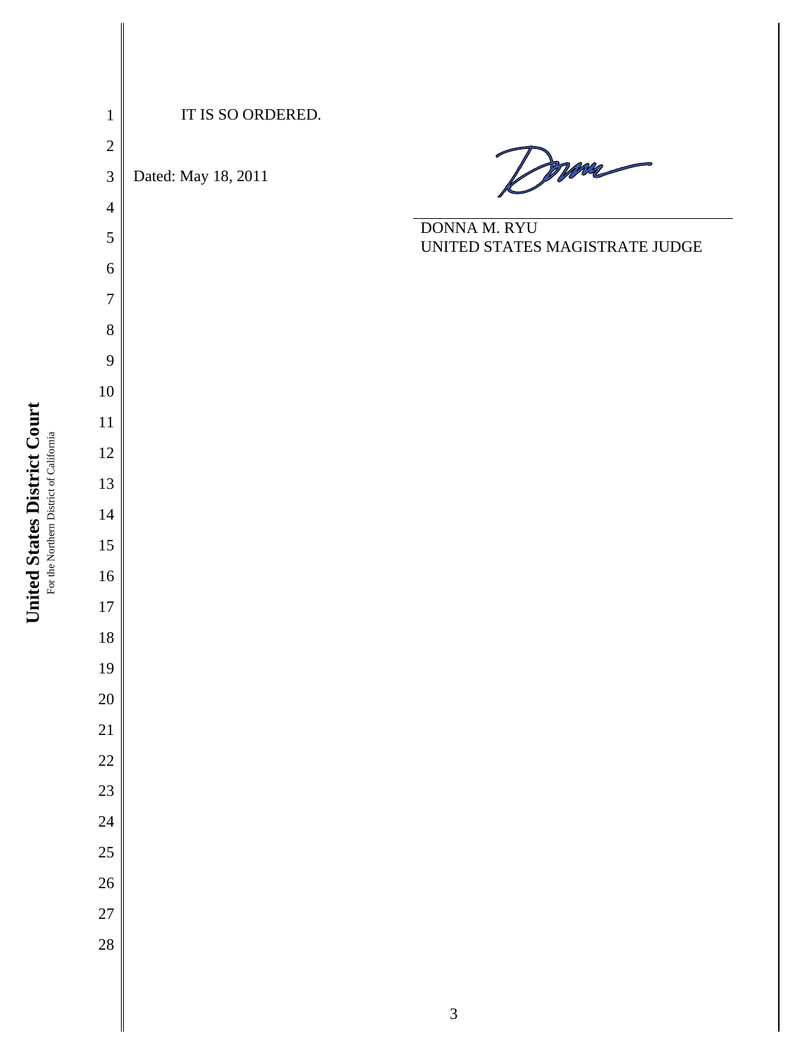IT IS SO ORDERED.

Dated: May 18, 2011

DONNA M. RYU
UNITED STATES MAGISTRATE JUDGE